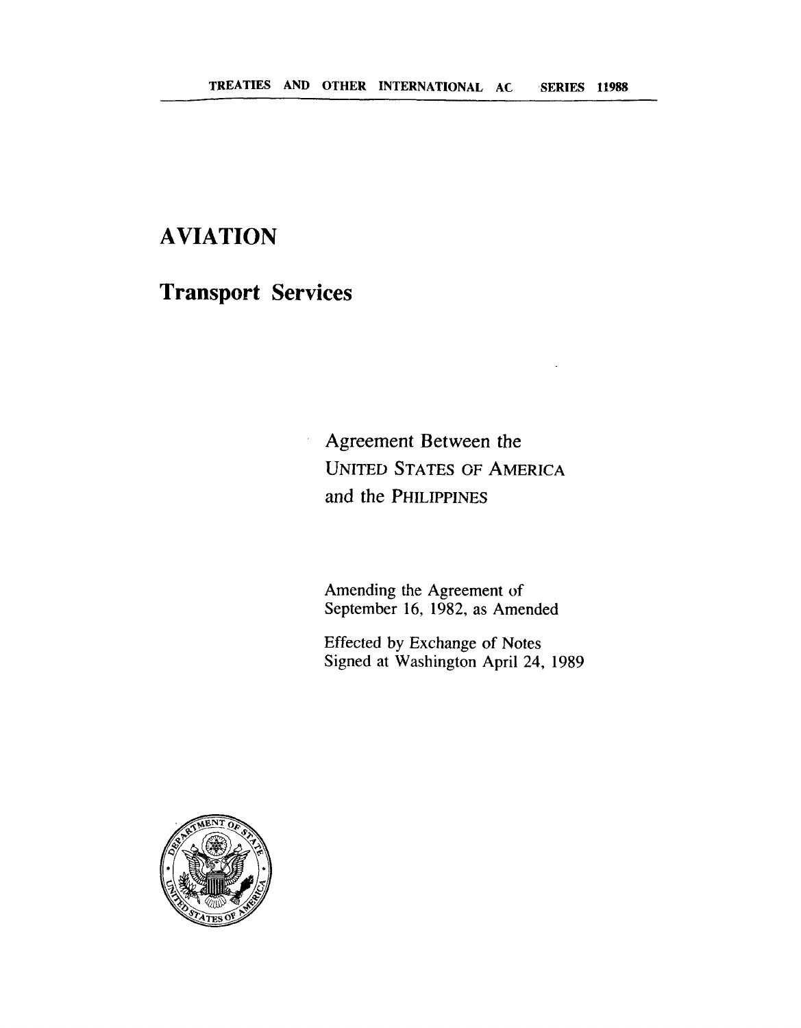TREATIES AND OTHER INTERNATIONAL AC SERIES 11988

# AVIATION

## Transport Services

Agreement Between the
UNITED STATES OF AMERICA
and the PHILIPPINES

Amending the Agreement of
September 16, 1982, as Amended

Effected by Exchange of Notes
Signed at Washington April 24, 1989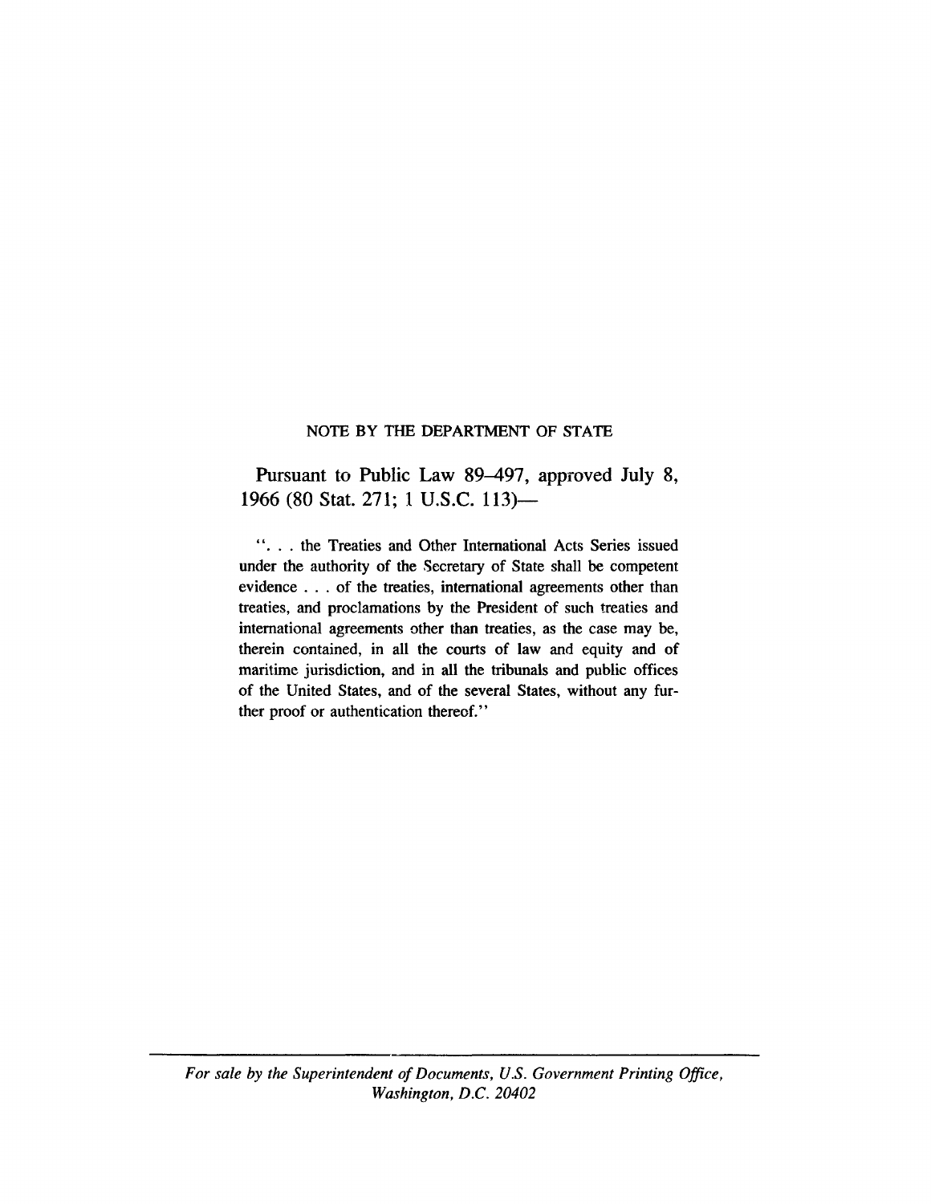NOTE BY THE DEPARTMENT OF STATE

Pursuant to Public Law 89–497, approved July 8, 1966 (80 Stat. 271; 1 U.S.C. 113)—

". . . the Treaties and Other International Acts Series issued under the authority of the Secretary of State shall be competent evidence . . . of the treaties, international agreements other than treaties, and proclamations by the President of such treaties and international agreements other than treaties, as the case may be, therein contained, in all the courts of law and equity and of maritime jurisdiction, and in all the tribunals and public offices of the United States, and of the several States, without any further proof or authentication thereof."

---

*For sale by the Superintendent of Documents, U.S. Government Printing Office, Washington, D.C. 20402*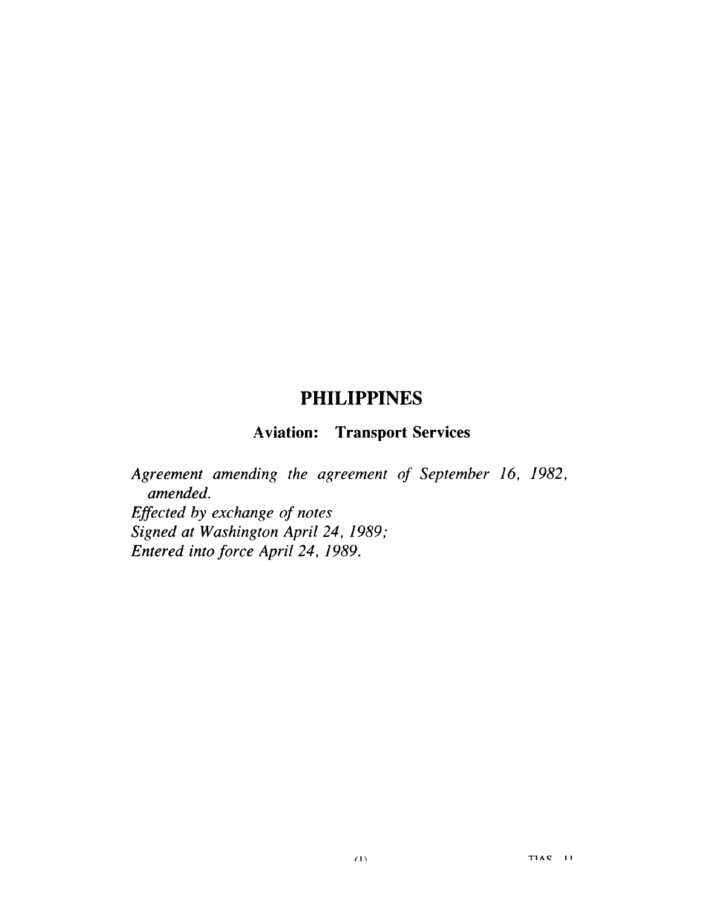# PHILIPPINES

## Aviation: Transport Services

*Agreement amending the agreement of September 16, 1982, amended.*
*Effected by exchange of notes*
*Signed at Washington April 24, 1989;*
*Entered into force April 24, 1989.*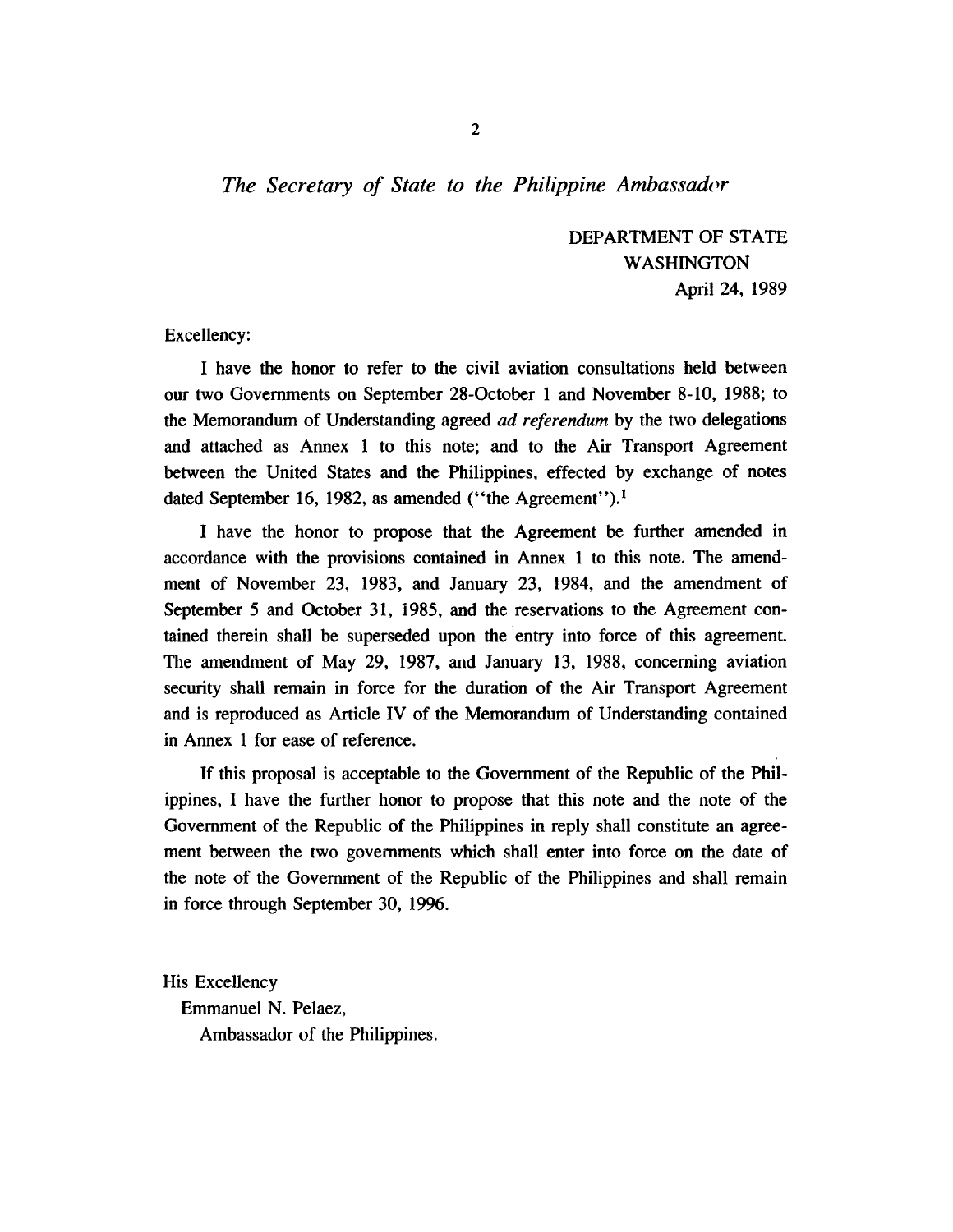*The Secretary of State to the Philippine Ambassador*

DEPARTMENT OF STATE
WASHINGTON
April 24, 1989

Excellency:

I have the honor to refer to the civil aviation consultations held between our two Governments on September 28-October 1 and November 8-10, 1988; to the Memorandum of Understanding agreed *ad referendum* by the two delegations and attached as Annex 1 to this note; and to the Air Transport Agreement between the United States and the Philippines, effected by exchange of notes dated September 16, 1982, as amended ("the Agreement").[1]

I have the honor to propose that the Agreement be further amended in accordance with the provisions contained in Annex 1 to this note. The amendment of November 23, 1983, and January 23, 1984, and the amendment of September 5 and October 31, 1985, and the reservations to the Agreement contained therein shall be superseded upon the entry into force of this agreement. The amendment of May 29, 1987, and January 13, 1988, concerning aviation security shall remain in force for the duration of the Air Transport Agreement and is reproduced as Article IV of the Memorandum of Understanding contained in Annex 1 for ease of reference.

If this proposal is acceptable to the Government of the Republic of the Philippines, I have the further honor to propose that this note and the note of the Government of the Republic of the Philippines in reply shall constitute an agreement between the two governments which shall enter into force on the date of the note of the Government of the Republic of the Philippines and shall remain in force through September 30, 1996.

His Excellency
Emmanuel N. Pelaez,
Ambassador of the Philippines.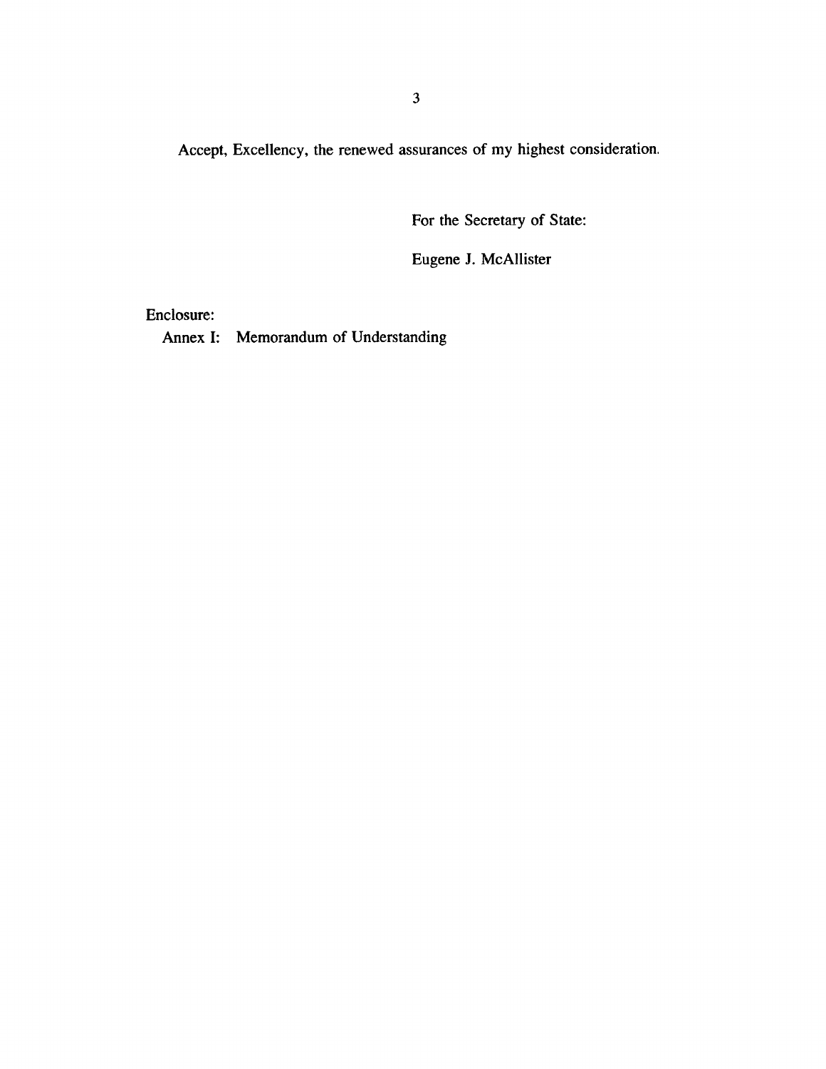Accept, Excellency, the renewed assurances of my highest consideration.

For the Secretary of State:

Eugene J. McAllister

Enclosure:

Annex I: Memorandum of Understanding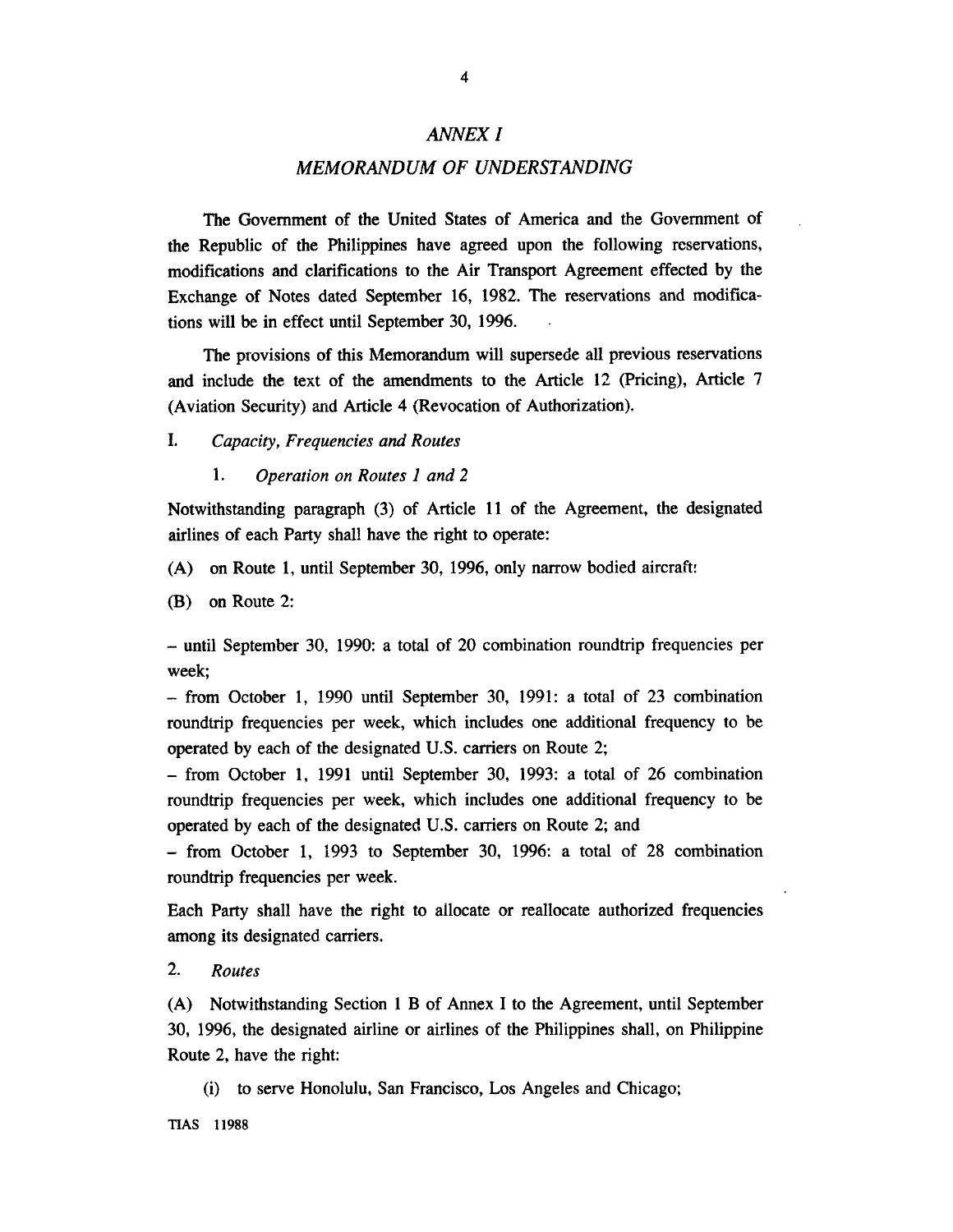# *ANNEX I*

## *MEMORANDUM OF UNDERSTANDING*

The Government of the United States of America and the Government of the Republic of the Philippines have agreed upon the following reservations, modifications and clarifications to the Air Transport Agreement effected by the Exchange of Notes dated September 16, 1982. The reservations and modifications will be in effect until September 30, 1996.

The provisions of this Memorandum will supersede all previous reservations and include the text of the amendments to the Article 12 (Pricing), Article 7 (Aviation Security) and Article 4 (Revocation of Authorization).

I. *Capacity, Frequencies and Routes*

1. *Operation on Routes 1 and 2*

Notwithstanding paragraph (3) of Article 11 of the Agreement, the designated airlines of each Party shall have the right to operate:

(A) on Route 1, until September 30, 1996, only narrow bodied aircraft:

(B) on Route 2:

– until September 30, 1990: a total of 20 combination roundtrip frequencies per week;
– from October 1, 1990 until September 30, 1991: a total of 23 combination roundtrip frequencies per week, which includes one additional frequency to be operated by each of the designated U.S. carriers on Route 2;
– from October 1, 1991 until September 30, 1993: a total of 26 combination roundtrip frequencies per week, which includes one additional frequency to be operated by each of the designated U.S. carriers on Route 2; and
– from October 1, 1993 to September 30, 1996: a total of 28 combination roundtrip frequencies per week.

Each Party shall have the right to allocate or reallocate authorized frequencies among its designated carriers.

2. *Routes*

(A) Notwithstanding Section 1 B of Annex I to the Agreement, until September 30, 1996, the designated airline or airlines of the Philippines shall, on Philippine Route 2, have the right:

(i) to serve Honolulu, San Francisco, Los Angeles and Chicago;

TIAS 11988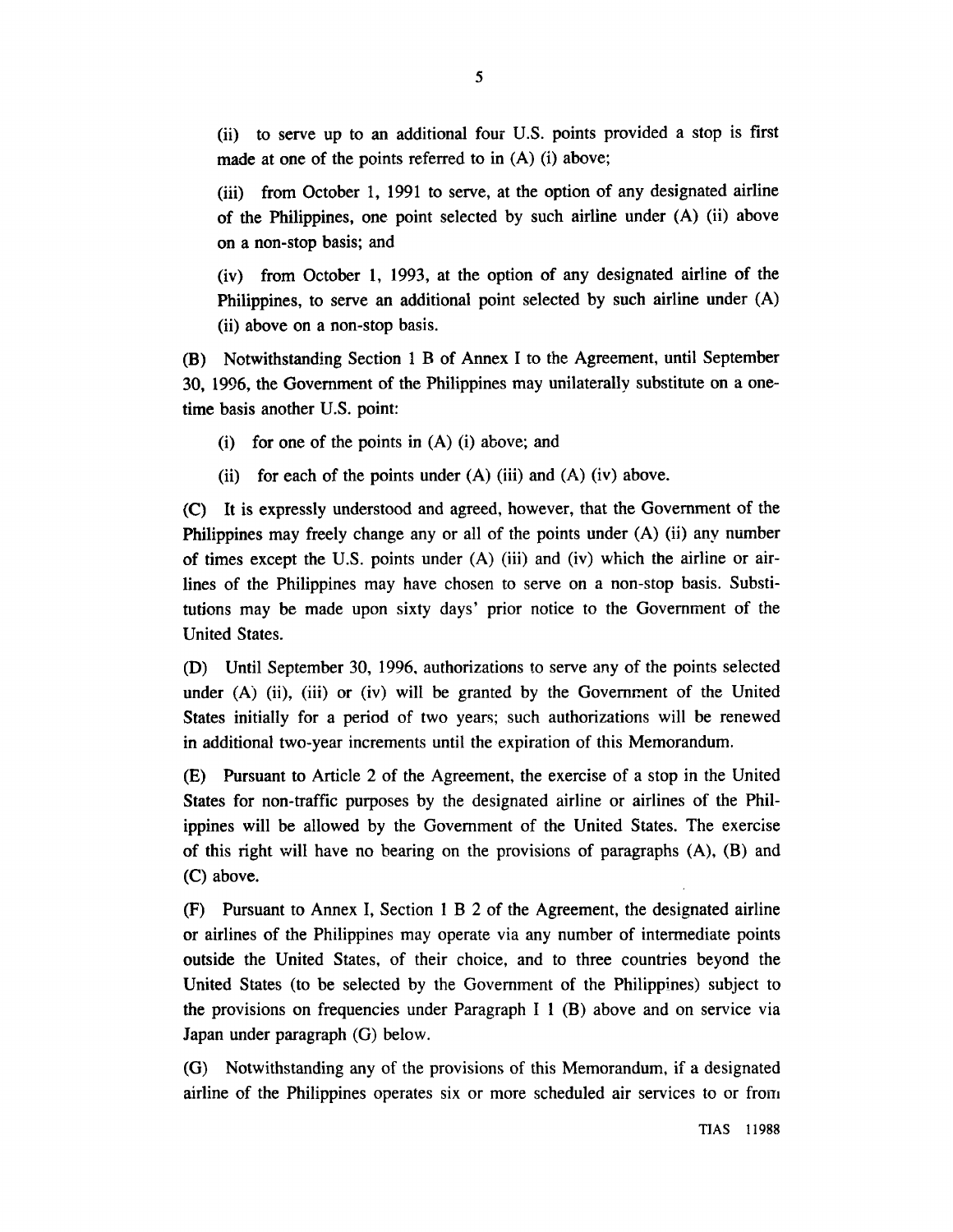(ii) to serve up to an additional four U.S. points provided a stop is first made at one of the points referred to in (A) (i) above;

(iii) from October 1, 1991 to serve, at the option of any designated airline of the Philippines, one point selected by such airline under (A) (ii) above on a non-stop basis; and

(iv) from October 1, 1993, at the option of any designated airline of the Philippines, to serve an additional point selected by such airline under (A) (ii) above on a non-stop basis.

(B) Notwithstanding Section 1 B of Annex I to the Agreement, until September 30, 1996, the Government of the Philippines may unilaterally substitute on a one-time basis another U.S. point:

(i) for one of the points in (A) (i) above; and

(ii) for each of the points under (A) (iii) and (A) (iv) above.

(C) It is expressly understood and agreed, however, that the Government of the Philippines may freely change any or all of the points under (A) (ii) any number of times except the U.S. points under (A) (iii) and (iv) which the airline or airlines of the Philippines may have chosen to serve on a non-stop basis. Substitutions may be made upon sixty days' prior notice to the Government of the United States.

(D) Until September 30, 1996, authorizations to serve any of the points selected under (A) (ii), (iii) or (iv) will be granted by the Government of the United States initially for a period of two years; such authorizations will be renewed in additional two-year increments until the expiration of this Memorandum.

(E) Pursuant to Article 2 of the Agreement, the exercise of a stop in the United States for non-traffic purposes by the designated airline or airlines of the Philippines will be allowed by the Government of the United States. The exercise of this right will have no bearing on the provisions of paragraphs (A), (B) and (C) above.

(F) Pursuant to Annex I, Section 1 B 2 of the Agreement, the designated airline or airlines of the Philippines may operate via any number of intermediate points outside the United States, of their choice, and to three countries beyond the United States (to be selected by the Government of the Philippines) subject to the provisions on frequencies under Paragraph I 1 (B) above and on service via Japan under paragraph (G) below.

(G) Notwithstanding any of the provisions of this Memorandum, if a designated airline of the Philippines operates six or more scheduled air services to or from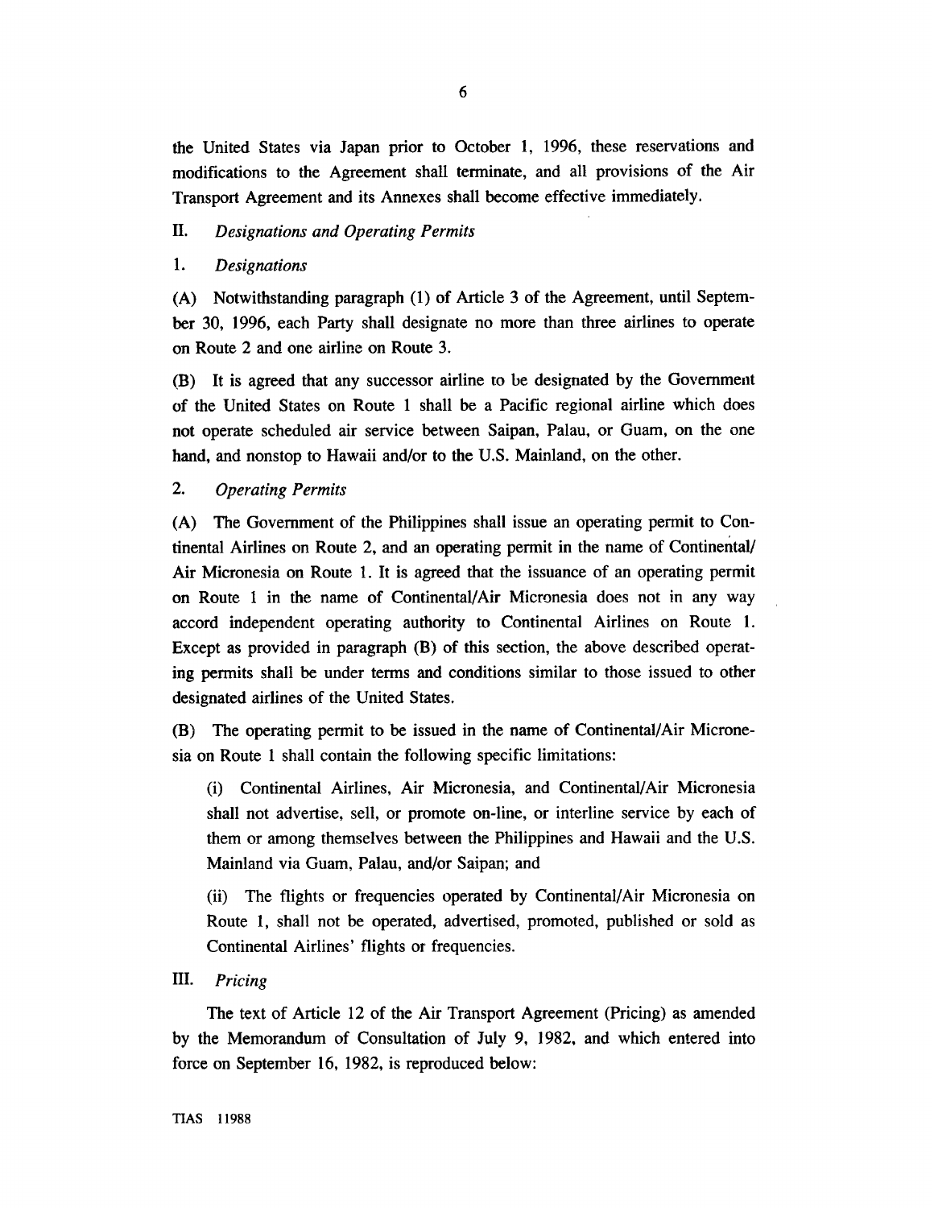the United States via Japan prior to October 1, 1996, these reservations and modifications to the Agreement shall terminate, and all provisions of the Air Transport Agreement and its Annexes shall become effective immediately.

## II. *Designations and Operating Permits*

### 1. *Designations*

(A) Notwithstanding paragraph (1) of Article 3 of the Agreement, until September 30, 1996, each Party shall designate no more than three airlines to operate on Route 2 and one airline on Route 3.

(B) It is agreed that any successor airline to be designated by the Government of the United States on Route 1 shall be a Pacific regional airline which does not operate scheduled air service between Saipan, Palau, or Guam, on the one hand, and nonstop to Hawaii and/or to the U.S. Mainland, on the other.

### 2. *Operating Permits*

(A) The Government of the Philippines shall issue an operating permit to Continental Airlines on Route 2, and an operating permit in the name of Continental/ Air Micronesia on Route 1. It is agreed that the issuance of an operating permit on Route 1 in the name of Continental/Air Micronesia does not in any way accord independent operating authority to Continental Airlines on Route 1. Except as provided in paragraph (B) of this section, the above described operating permits shall be under terms and conditions similar to those issued to other designated airlines of the United States.

(B) The operating permit to be issued in the name of Continental/Air Micronesia on Route 1 shall contain the following specific limitations:

(i) Continental Airlines, Air Micronesia, and Continental/Air Micronesia shall not advertise, sell, or promote on-line, or interline service by each of them or among themselves between the Philippines and Hawaii and the U.S. Mainland via Guam, Palau, and/or Saipan; and

(ii) The flights or frequencies operated by Continental/Air Micronesia on Route 1, shall not be operated, advertised, promoted, published or sold as Continental Airlines' flights or frequencies.

## III. *Pricing*

The text of Article 12 of the Air Transport Agreement (Pricing) as amended by the Memorandum of Consultation of July 9, 1982, and which entered into force on September 16, 1982, is reproduced below: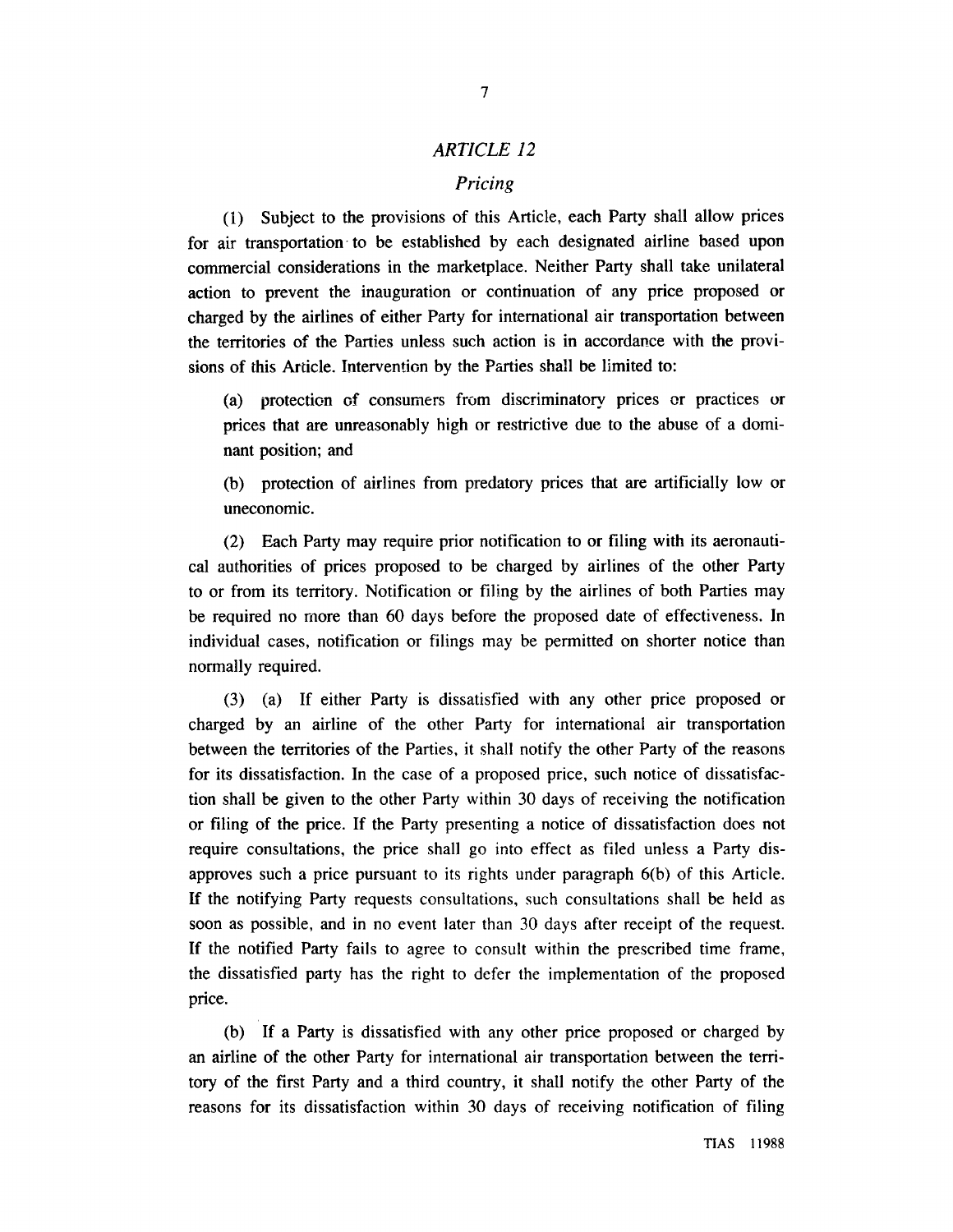## *ARTICLE 12*

### *Pricing*

(1) Subject to the provisions of this Article, each Party shall allow prices for air transportation to be established by each designated airline based upon commercial considerations in the marketplace. Neither Party shall take unilateral action to prevent the inauguration or continuation of any price proposed or charged by the airlines of either Party for international air transportation between the territories of the Parties unless such action is in accordance with the provisions of this Article. Intervention by the Parties shall be limited to:

(a) protection of consumers from discriminatory prices or practices or prices that are unreasonably high or restrictive due to the abuse of a dominant position; and

(b) protection of airlines from predatory prices that are artificially low or uneconomic.

(2) Each Party may require prior notification to or filing with its aeronautical authorities of prices proposed to be charged by airlines of the other Party to or from its territory. Notification or filing by the airlines of both Parties may be required no more than 60 days before the proposed date of effectiveness. In individual cases, notification or filings may be permitted on shorter notice than normally required.

(3) (a) If either Party is dissatisfied with any other price proposed or charged by an airline of the other Party for international air transportation between the territories of the Parties, it shall notify the other Party of the reasons for its dissatisfaction. In the case of a proposed price, such notice of dissatisfaction shall be given to the other Party within 30 days of receiving the notification or filing of the price. If the Party presenting a notice of dissatisfaction does not require consultations, the price shall go into effect as filed unless a Party disapproves such a price pursuant to its rights under paragraph 6(b) of this Article. If the notifying Party requests consultations, such consultations shall be held as soon as possible, and in no event later than 30 days after receipt of the request. If the notified Party fails to agree to consult within the prescribed time frame, the dissatisfied party has the right to defer the implementation of the proposed price.

(b) If a Party is dissatisfied with any other price proposed or charged by an airline of the other Party for international air transportation between the territory of the first Party and a third country, it shall notify the other Party of the reasons for its dissatisfaction within 30 days of receiving notification of filing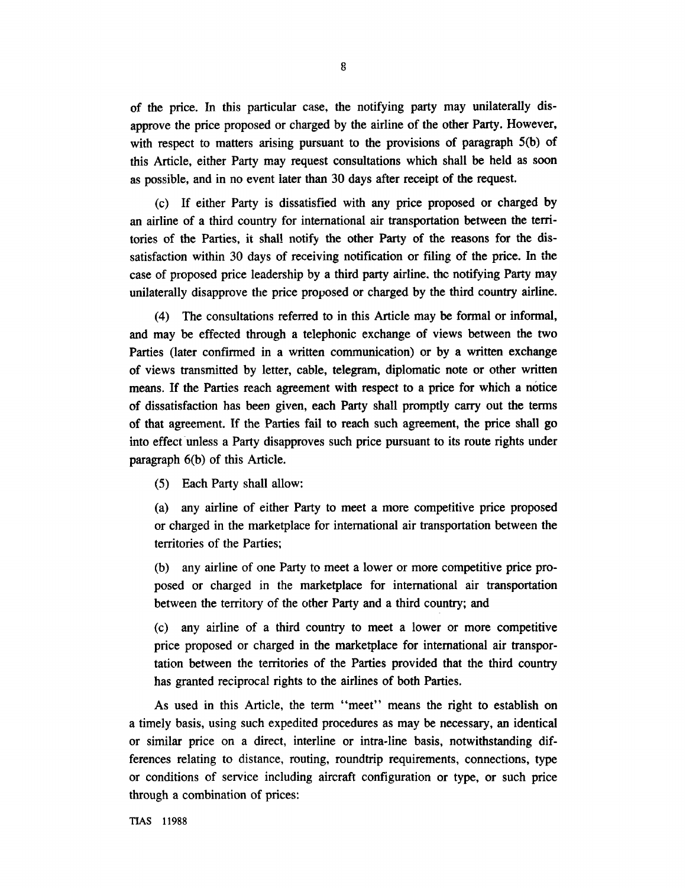of the price. In this particular case, the notifying party may unilaterally disapprove the price proposed or charged by the airline of the other Party. However, with respect to matters arising pursuant to the provisions of paragraph 5(b) of this Article, either Party may request consultations which shall be held as soon as possible, and in no event later than 30 days after receipt of the request.

(c) If either Party is dissatisfied with any price proposed or charged by an airline of a third country for international air transportation between the territories of the Parties, it shall notify the other Party of the reasons for the dissatisfaction within 30 days of receiving notification or filing of the price. In the case of proposed price leadership by a third party airline, the notifying Party may unilaterally disapprove the price proposed or charged by the third country airline.

(4) The consultations referred to in this Article may be formal or informal, and may be effected through a telephonic exchange of views between the two Parties (later confirmed in a written communication) or by a written exchange of views transmitted by letter, cable, telegram, diplomatic note or other written means. If the Parties reach agreement with respect to a price for which a notice of dissatisfaction has been given, each Party shall promptly carry out the terms of that agreement. If the Parties fail to reach such agreement, the price shall go into effect unless a Party disapproves such price pursuant to its route rights under paragraph 6(b) of this Article.

(5) Each Party shall allow:

(a) any airline of either Party to meet a more competitive price proposed or charged in the marketplace for international air transportation between the territories of the Parties;

(b) any airline of one Party to meet a lower or more competitive price proposed or charged in the marketplace for international air transportation between the territory of the other Party and a third country; and

(c) any airline of a third country to meet a lower or more competitive price proposed or charged in the marketplace for international air transportation between the territories of the Parties provided that the third country has granted reciprocal rights to the airlines of both Parties.

As used in this Article, the term "meet" means the right to establish on a timely basis, using such expedited procedures as may be necessary, an identical or similar price on a direct, interline or intra-line basis, notwithstanding differences relating to distance, routing, roundtrip requirements, connections, type or conditions of service including aircraft configuration or type, or such price through a combination of prices:

TIAS 11988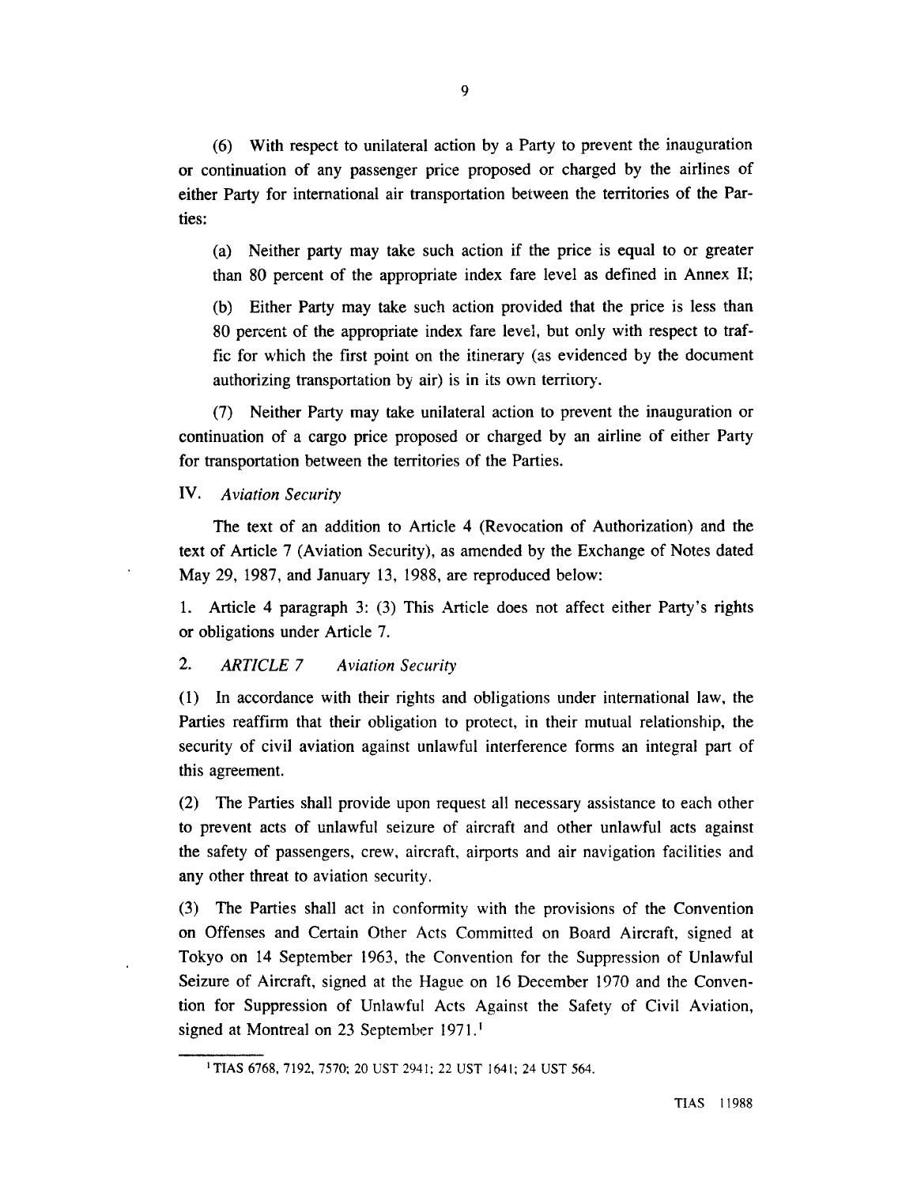(6) With respect to unilateral action by a Party to prevent the inauguration or continuation of any passenger price proposed or charged by the airlines of either Party for international air transportation between the territories of the Parties:

(a) Neither party may take such action if the price is equal to or greater than 80 percent of the appropriate index fare level as defined in Annex II;

(b) Either Party may take such action provided that the price is less than 80 percent of the appropriate index fare level, but only with respect to traffic for which the first point on the itinerary (as evidenced by the document authorizing transportation by air) is in its own territory.

(7) Neither Party may take unilateral action to prevent the inauguration or continuation of a cargo price proposed or charged by an airline of either Party for transportation between the territories of the Parties.

IV. *Aviation Security*

The text of an addition to Article 4 (Revocation of Authorization) and the text of Article 7 (Aviation Security), as amended by the Exchange of Notes dated May 29, 1987, and January 13, 1988, are reproduced below:

1. Article 4 paragraph 3: (3) This Article does not affect either Party's rights or obligations under Article 7.

2. *ARTICLE 7* *Aviation Security*

(1) In accordance with their rights and obligations under international law, the Parties reaffirm that their obligation to protect, in their mutual relationship, the security of civil aviation against unlawful interference forms an integral part of this agreement.

(2) The Parties shall provide upon request all necessary assistance to each other to prevent acts of unlawful seizure of aircraft and other unlawful acts against the safety of passengers, crew, aircraft, airports and air navigation facilities and any other threat to aviation security.

(3) The Parties shall act in conformity with the provisions of the Convention on Offenses and Certain Other Acts Committed on Board Aircraft, signed at Tokyo on 14 September 1963, the Convention for the Suppression of Unlawful Seizure of Aircraft, signed at the Hague on 16 December 1970 and the Convention for Suppression of Unlawful Acts Against the Safety of Civil Aviation, signed at Montreal on 23 September 1971.[1]

---

[1] TIAS 6768, 7192, 7570; 20 UST 2941; 22 UST 1641; 24 UST 564.

TIAS 11988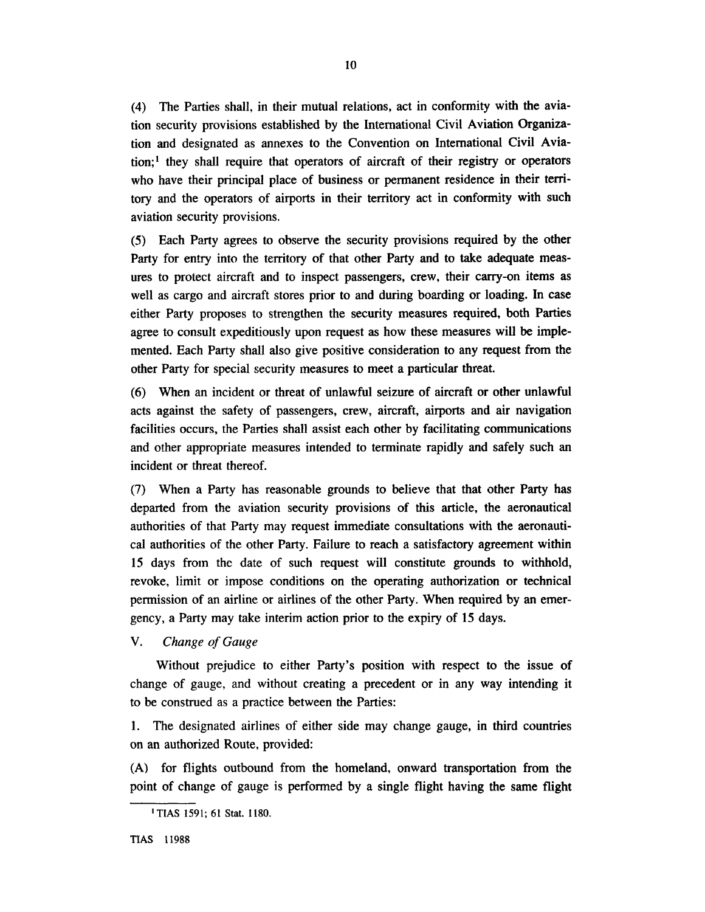(4) The Parties shall, in their mutual relations, act in conformity with the aviation security provisions established by the International Civil Aviation Organization and designated as annexes to the Convention on International Civil Aviation;[1] they shall require that operators of aircraft of their registry or operators who have their principal place of business or permanent residence in their territory and the operators of airports in their territory act in conformity with such aviation security provisions.

(5) Each Party agrees to observe the security provisions required by the other Party for entry into the territory of that other Party and to take adequate measures to protect aircraft and to inspect passengers, crew, their carry-on items as well as cargo and aircraft stores prior to and during boarding or loading. In case either Party proposes to strengthen the security measures required, both Parties agree to consult expeditiously upon request as how these measures will be implemented. Each Party shall also give positive consideration to any request from the other Party for special security measures to meet a particular threat.

(6) When an incident or threat of unlawful seizure of aircraft or other unlawful acts against the safety of passengers, crew, aircraft, airports and air navigation facilities occurs, the Parties shall assist each other by facilitating communications and other appropriate measures intended to terminate rapidly and safely such an incident or threat thereof.

(7) When a Party has reasonable grounds to believe that that other Party has departed from the aviation security provisions of this article, the aeronautical authorities of that Party may request immediate consultations with the aeronautical authorities of the other Party. Failure to reach a satisfactory agreement within 15 days from the date of such request will constitute grounds to withhold, revoke, limit or impose conditions on the operating authorization or technical permission of an airline or airlines of the other Party. When required by an emergency, a Party may take interim action prior to the expiry of 15 days.

V. *Change of Gauge*

Without prejudice to either Party's position with respect to the issue of change of gauge, and without creating a precedent or in any way intending it to be construed as a practice between the Parties:

1. The designated airlines of either side may change gauge, in third countries on an authorized Route, provided:

(A) for flights outbound from the homeland, onward transportation from the point of change of gauge is performed by a single flight having the same flight

[1] TIAS 1591; 61 Stat. 1180.

TIAS 11988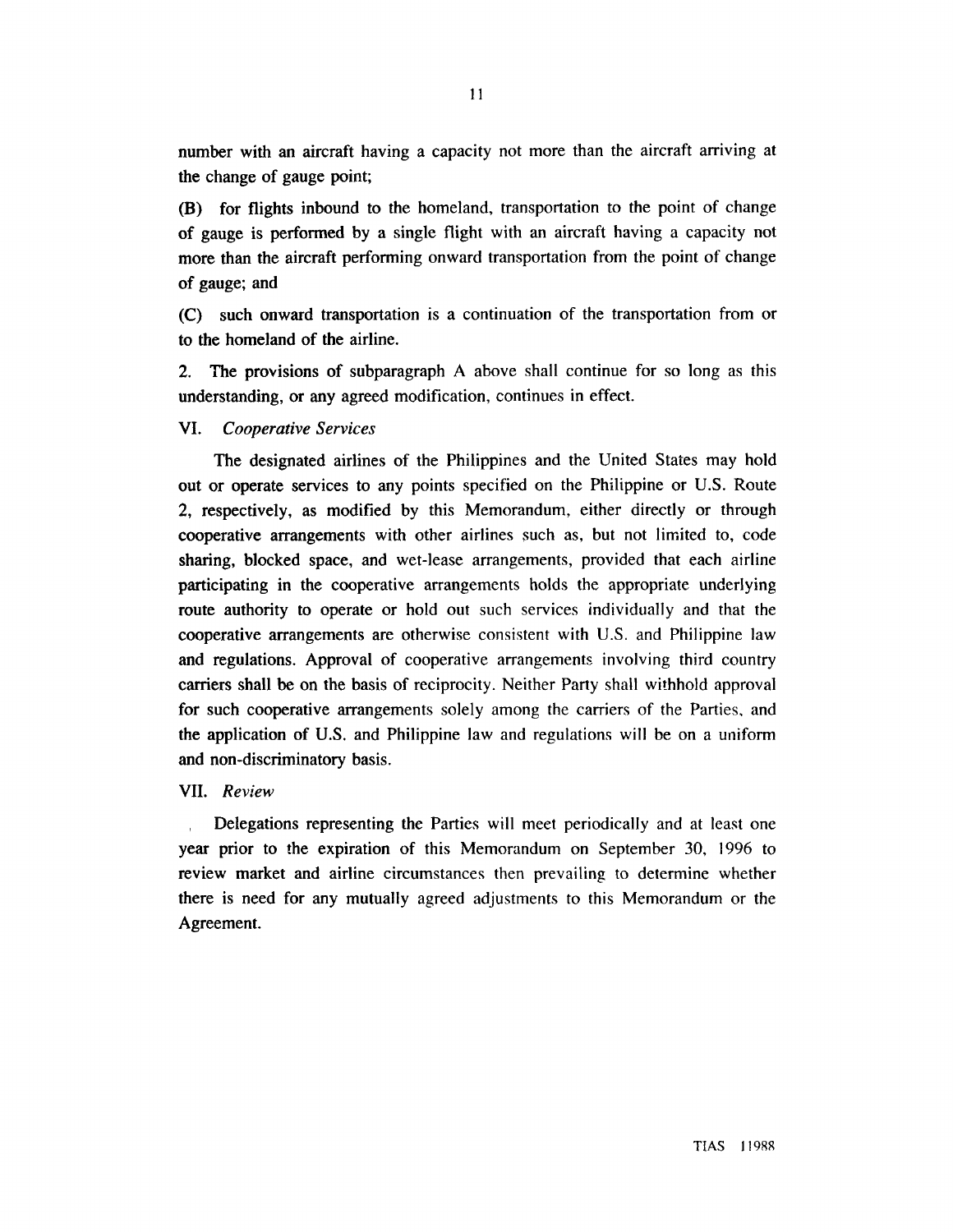number with an aircraft having a capacity not more than the aircraft arriving at the change of gauge point;

(B) for flights inbound to the homeland, transportation to the point of change of gauge is performed by a single flight with an aircraft having a capacity not more than the aircraft performing onward transportation from the point of change of gauge; and

(C) such onward transportation is a continuation of the transportation from or to the homeland of the airline.

2. The provisions of subparagraph A above shall continue for so long as this understanding, or any agreed modification, continues in effect.

VI. *Cooperative Services*

The designated airlines of the Philippines and the United States may hold out or operate services to any points specified on the Philippine or U.S. Route 2, respectively, as modified by this Memorandum, either directly or through cooperative arrangements with other airlines such as, but not limited to, code sharing, blocked space, and wet-lease arrangements, provided that each airline participating in the cooperative arrangements holds the appropriate underlying route authority to operate or hold out such services individually and that the cooperative arrangements are otherwise consistent with U.S. and Philippine law and regulations. Approval of cooperative arrangements involving third country carriers shall be on the basis of reciprocity. Neither Party shall withhold approval for such cooperative arrangements solely among the carriers of the Parties, and the application of U.S. and Philippine law and regulations will be on a uniform and non-discriminatory basis.

VII. *Review*

Delegations representing the Parties will meet periodically and at least one year prior to the expiration of this Memorandum on September 30, 1996 to review market and airline circumstances then prevailing to determine whether there is need for any mutually agreed adjustments to this Memorandum or the Agreement.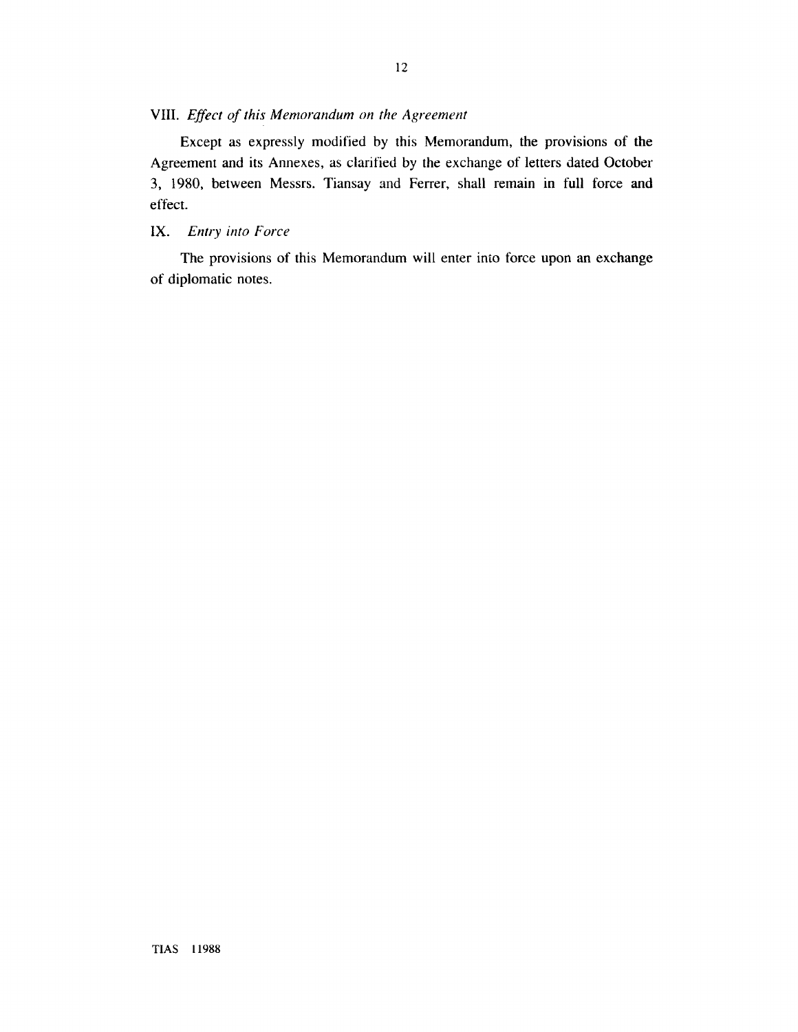## VIII. *Effect of this Memorandum on the Agreement*

Except as expressly modified by this Memorandum, the provisions of the Agreement and its Annexes, as clarified by the exchange of letters dated October 3, 1980, between Messrs. Tiansay and Ferrer, shall remain in full force and effect.

## IX. *Entry into Force*

The provisions of this Memorandum will enter into force upon an exchange of diplomatic notes.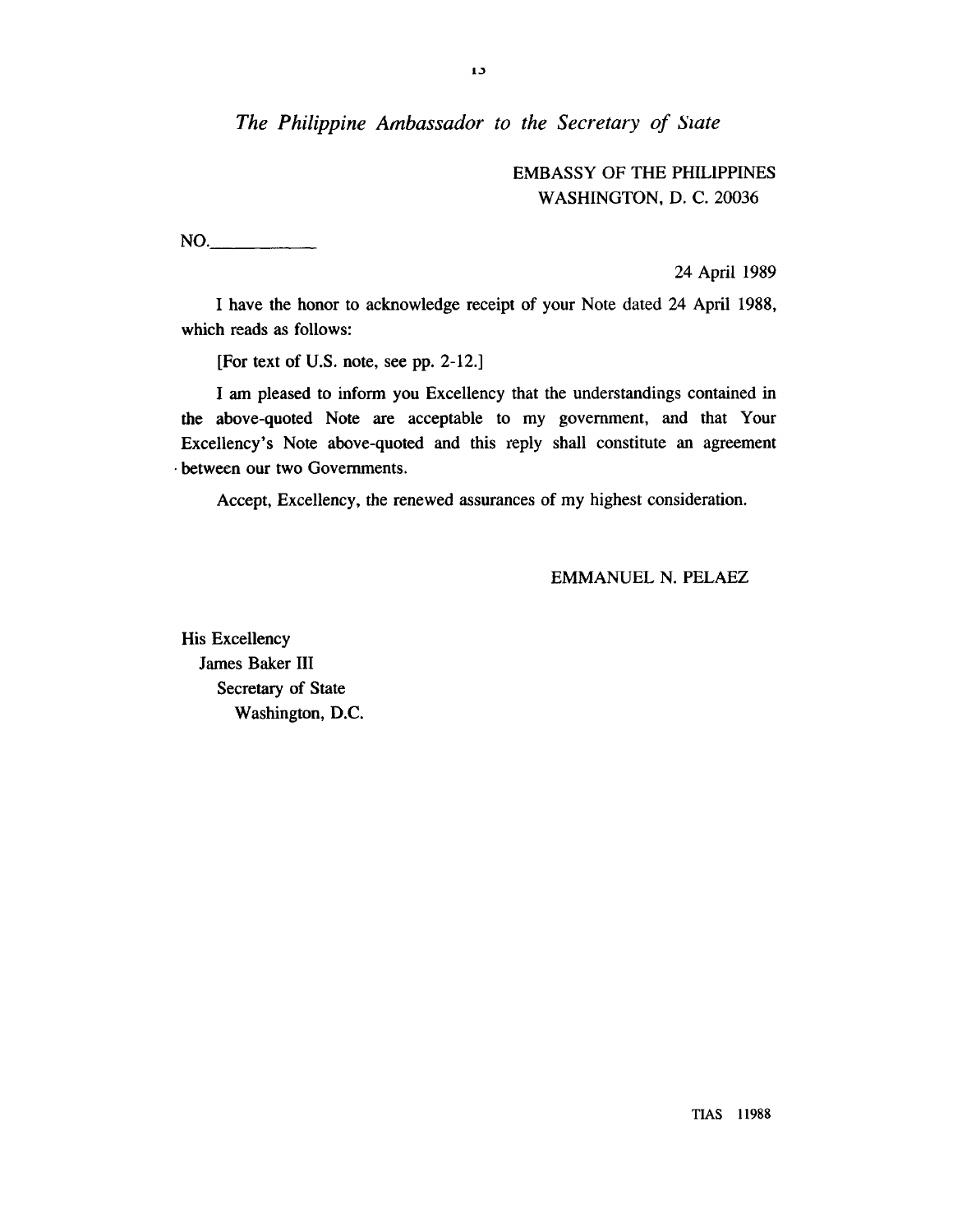*The Philippine Ambassador to the Secretary of State*

EMBASSY OF THE PHILIPPINES
WASHINGTON, D. C. 20036

NO.___________

24 April 1989

I have the honor to acknowledge receipt of your Note dated 24 April 1988, which reads as follows:

[For text of U.S. note, see pp. 2-12.]

I am pleased to inform you Excellency that the understandings contained in the above-quoted Note are acceptable to my government, and that Your Excellency's Note above-quoted and this reply shall constitute an agreement between our two Governments.

Accept, Excellency, the renewed assurances of my highest consideration.

EMMANUEL N. PELAEZ

His Excellency
James Baker III
Secretary of State
Washington, D.C.

TIAS 11988